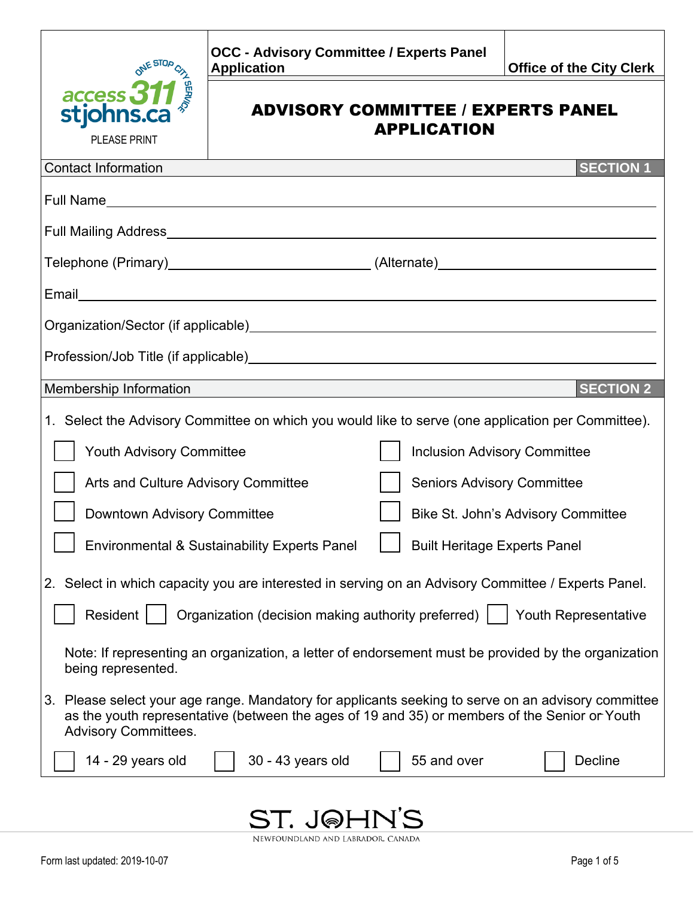access 311 stjohns.ca — ONE STOP CITY SERVICE

PLEASE PRINT

**OCC - Advisory Committee / Experts Panel Application** | **Office of the City Clerk**

# ADVISORY COMMITTEE / EXPERTS PANEL APPLICATION

## Contact Information — SECTION 1

Full Name ______________________________

Full Mailing Address ______________________________

Telephone (Primary) ______________ (Alternate) ______________

Email ______________________________

Organization/Sector (if applicable) ______________________________

Profession/Job Title (if applicable) ______________________________

## Membership Information — SECTION 2

1. Select the Advisory Committee on which you would like to serve (one application per Committee).

- [ ] Youth Advisory Committee
- [ ] Inclusion Advisory Committee
- [ ] Arts and Culture Advisory Committee
- [ ] Seniors Advisory Committee
- [ ] Downtown Advisory Committee
- [ ] Bike St. John's Advisory Committee
- [ ] Environmental & Sustainability Experts Panel
- [ ] Built Heritage Experts Panel

2. Select in which capacity you are interested in serving on an Advisory Committee / Experts Panel.

- [ ] Resident
- [ ] Organization (decision making authority preferred)
- [ ] Youth Representative

Note: If representing an organization, a letter of endorsement must be provided by the organization being represented.

3. Please select your age range. Mandatory for applicants seeking to serve on an advisory committee as the youth representative (between the ages of 19 and 35) or members of the Senior or Youth Advisory Committees.

- [ ] 14 - 29 years old
- [ ] 30 - 43 years old
- [ ] 55 and over
- [ ] Decline

ST. JOHN'S
NEWFOUNDLAND AND LABRADOR, CANADA

Form last updated: 2019-10-07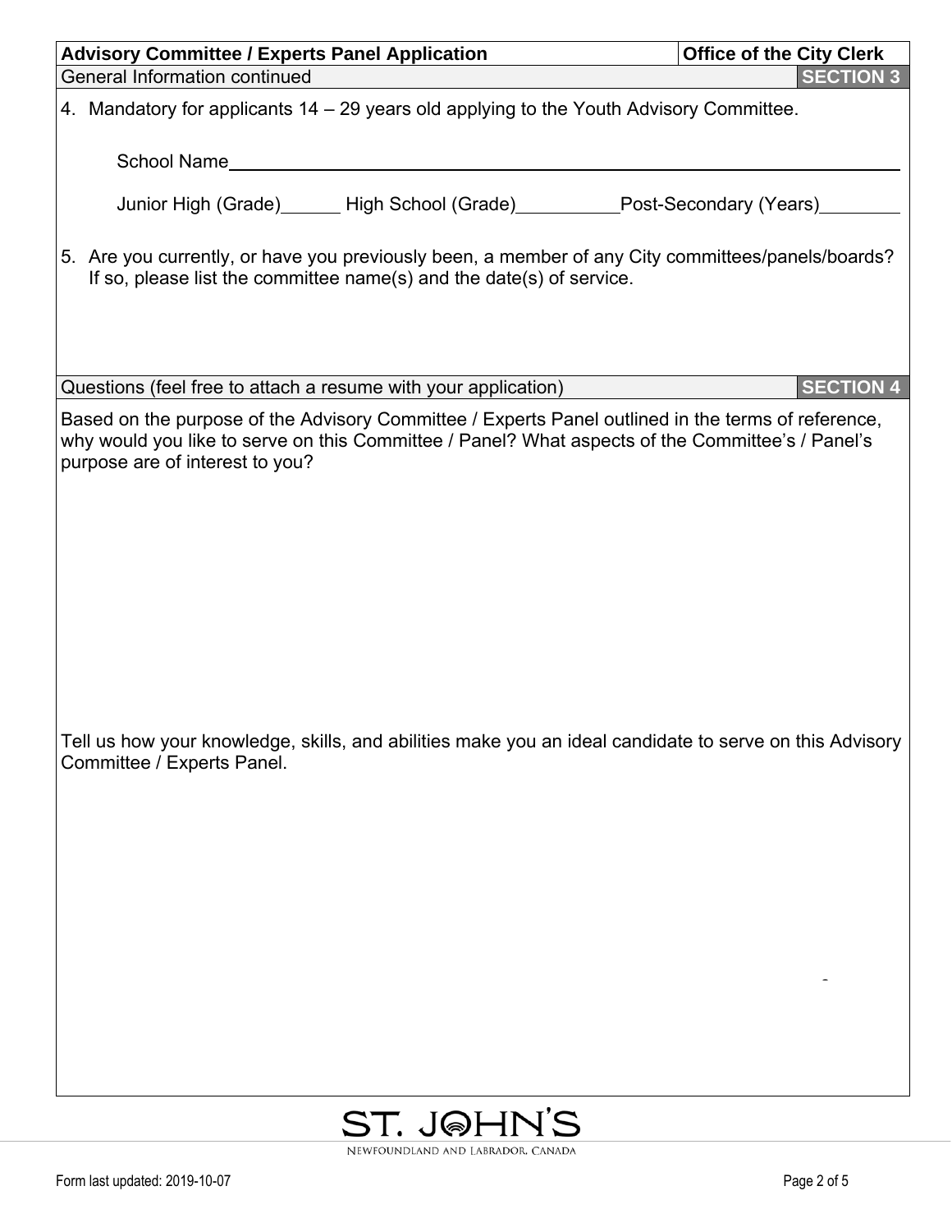| **Advisory Committee / Experts Panel Application** | **Office of the City Clerk** |
| --- | --- |
| General Information continued | **SECTION 3** |

4. Mandatory for applicants 14 – 29 years old applying to the Youth Advisory Committee.

   School Name\_\_\_\_\_\_\_\_\_\_\_\_\_\_\_\_\_\_\_\_\_\_\_\_\_\_\_\_\_\_\_\_\_\_\_\_\_\_\_\_\_\_\_\_

   Junior High (Grade)\_\_\_\_\_\_ High School (Grade)\_\_\_\_\_\_\_\_\_\_ Post-Secondary (Years)\_\_\_\_\_\_\_\_

5. Are you currently, or have you previously been, a member of any City committees/panels/boards? If so, please list the committee name(s) and the date(s) of service.

| Questions (feel free to attach a resume with your application) | **SECTION 4** |
| --- | --- |

Based on the purpose of the Advisory Committee / Experts Panel outlined in the terms of reference, why would you like to serve on this Committee / Panel? What aspects of the Committee's / Panel's purpose are of interest to you?

Tell us how your knowledge, skills, and abilities make you an ideal candidate to serve on this Advisory Committee / Experts Panel.

ST. JOHN'S
NEWFOUNDLAND AND LABRADOR, CANADA

Form last updated: 2019-10-07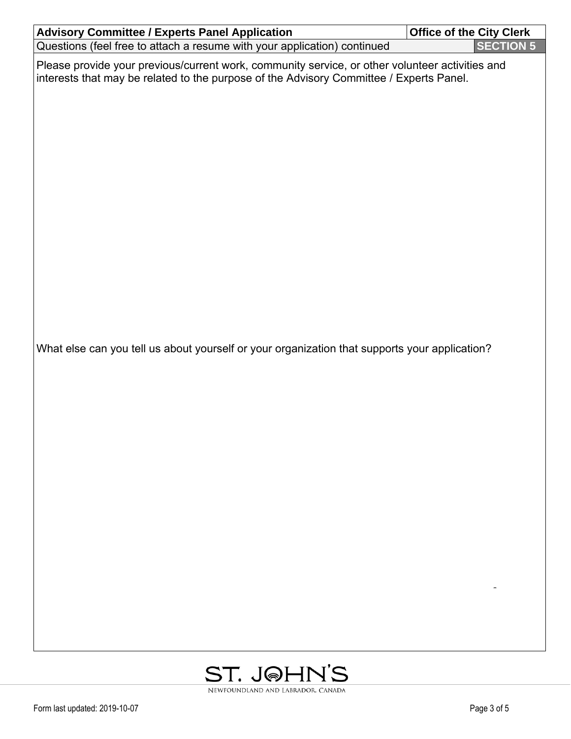| **Advisory Committee / Experts Panel Application** | **Office of the City Clerk** |
| --- | --- |
| Questions (feel free to attach a resume with your application) continued | **SECTION 5** |

Please provide your previous/current work, community service, or other volunteer activities and interests that may be related to the purpose of the Advisory Committee / Experts Panel.

What else can you tell us about yourself or your organization that supports your application?

ST. JOHN'S
NEWFOUNDLAND AND LABRADOR, CANADA

Form last updated: 2019-10-07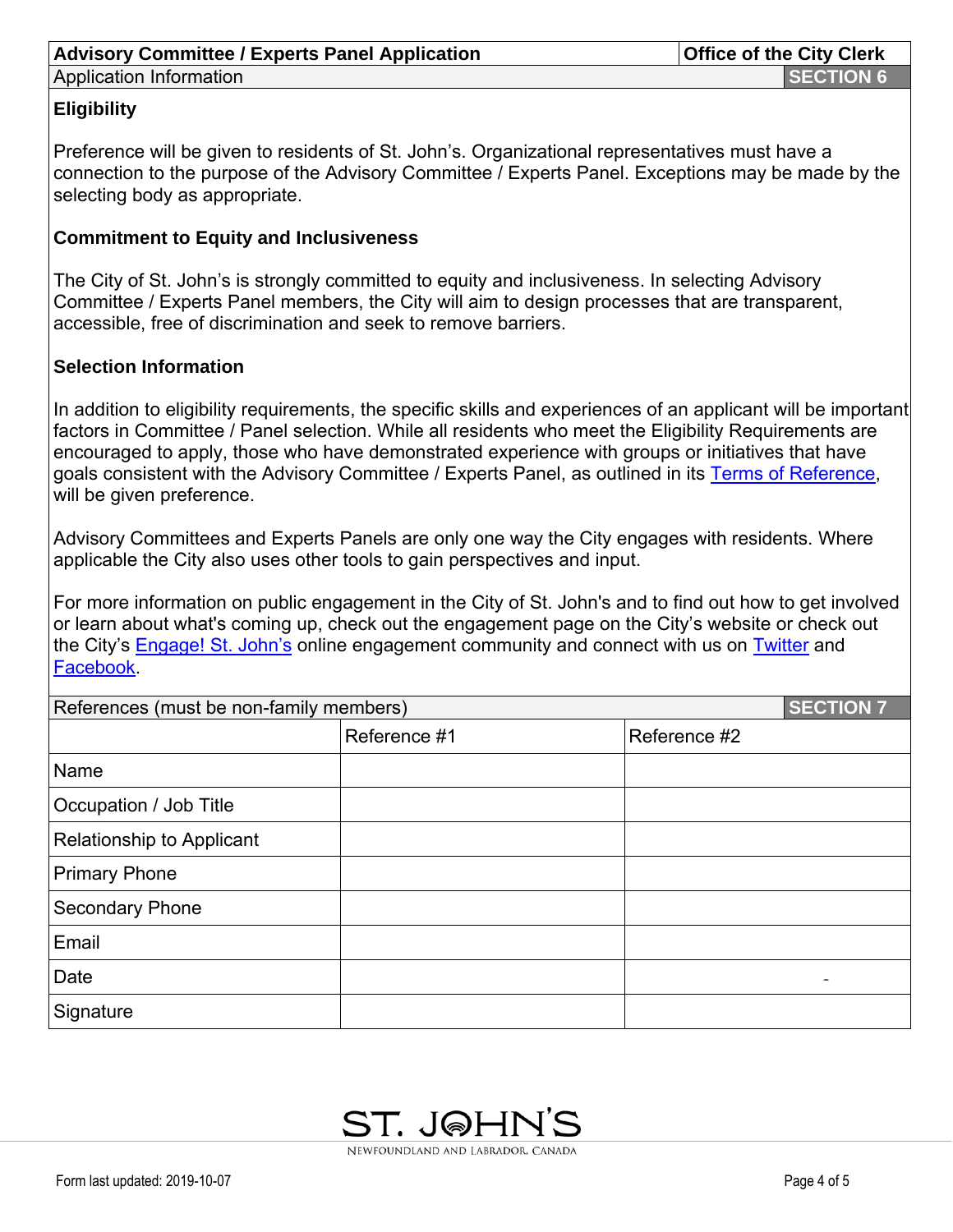| Advisory Committee / Experts Panel Application | Office of the City Clerk |
|---|---|
| Application Information | SECTION 6 |

### Eligibility

Preference will be given to residents of St. John's. Organizational representatives must have a connection to the purpose of the Advisory Committee / Experts Panel. Exceptions may be made by the selecting body as appropriate.

### Commitment to Equity and Inclusiveness

The City of St. John's is strongly committed to equity and inclusiveness. In selecting Advisory Committee / Experts Panel members, the City will aim to design processes that are transparent, accessible, free of discrimination and seek to remove barriers.

### Selection Information

In addition to eligibility requirements, the specific skills and experiences of an applicant will be important factors in Committee / Panel selection. While all residents who meet the Eligibility Requirements are encouraged to apply, those who have demonstrated experience with groups or initiatives that have goals consistent with the Advisory Committee / Experts Panel, as outlined in its Terms of Reference, will be given preference.

Advisory Committees and Experts Panels are only one way the City engages with residents. Where applicable the City also uses other tools to gain perspectives and input.

For more information on public engagement in the City of St. John's and to find out how to get involved or learn about what's coming up, check out the engagement page on the City's website or check out the City's Engage! St. John's online engagement community and connect with us on Twitter and Facebook.

References (must be non-family members) — SECTION 7

| | Reference #1 | Reference #2 |
|---|---|---|
| Name | | |
| Occupation / Job Title | | |
| Relationship to Applicant | | |
| Primary Phone | | |
| Secondary Phone | | |
| Email | | |
| Date | | - |
| Signature | | |

ST. JOHN'S
NEWFOUNDLAND AND LABRADOR, CANADA

Form last updated: 2019-10-07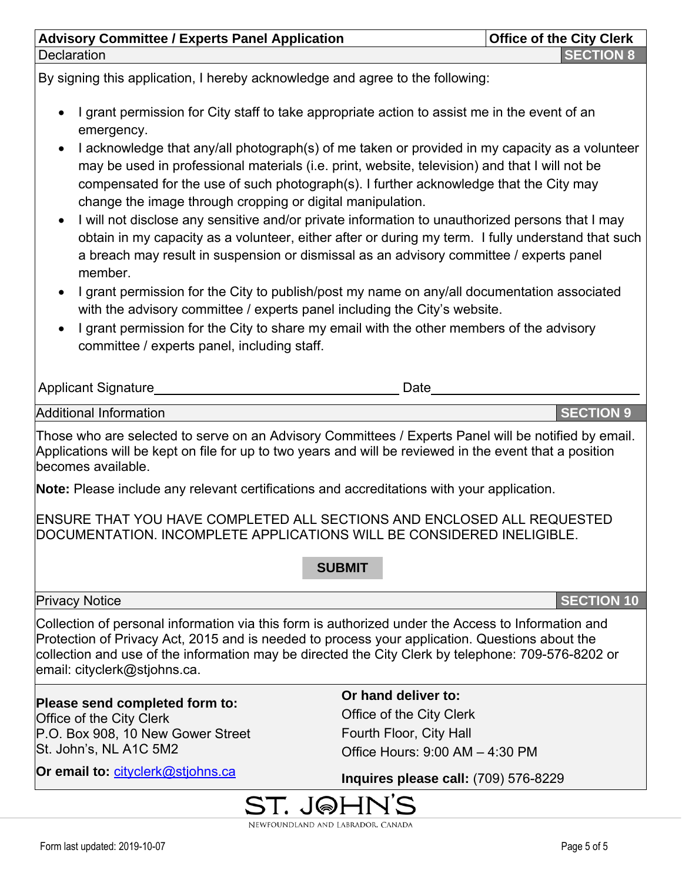**Advisory Committee / Experts Panel Application** | **Office of the City Clerk**

## Declaration — SECTION 8

By signing this application, I hereby acknowledge and agree to the following:

- I grant permission for City staff to take appropriate action to assist me in the event of an emergency.
- I acknowledge that any/all photograph(s) of me taken or provided in my capacity as a volunteer may be used in professional materials (i.e. print, website, television) and that I will not be compensated for the use of such photograph(s). I further acknowledge that the City may change the image through cropping or digital manipulation.
- I will not disclose any sensitive and/or private information to unauthorized persons that I may obtain in my capacity as a volunteer, either after or during my term. I fully understand that such a breach may result in suspension or dismissal as an advisory committee / experts panel member.
- I grant permission for the City to publish/post my name on any/all documentation associated with the advisory committee / experts panel including the City's website.
- I grant permission for the City to share my email with the other members of the advisory committee / experts panel, including staff.

Applicant Signature________________________________ Date____________________________

## Additional Information — SECTION 9

Those who are selected to serve on an Advisory Committees / Experts Panel will be notified by email. Applications will be kept on file for up to two years and will be reviewed in the event that a position becomes available.

**Note:** Please include any relevant certifications and accreditations with your application.

ENSURE THAT YOU HAVE COMPLETED ALL SECTIONS AND ENCLOSED ALL REQUESTED DOCUMENTATION. INCOMPLETE APPLICATIONS WILL BE CONSIDERED INELIGIBLE.

**SUBMIT**

## Privacy Notice — SECTION 10

Collection of personal information via this form is authorized under the Access to Information and Protection of Privacy Act, 2015 and is needed to process your application. Questions about the collection and use of the information may be directed the City Clerk by telephone: 709-576-8202 or email: cityclerk@stjohns.ca.

**Please send completed form to:**
Office of the City Clerk
P.O. Box 908, 10 New Gower Street
St. John's, NL A1C 5M2

**Or email to:** cityclerk@stjohns.ca

**Or hand deliver to:**
Office of the City Clerk
Fourth Floor, City Hall
Office Hours: 9:00 AM – 4:30 PM

**Inquires please call:** (709) 576-8229

ST. JOHN'S
NEWFOUNDLAND AND LABRADOR, CANADA

Form last updated: 2019-10-07